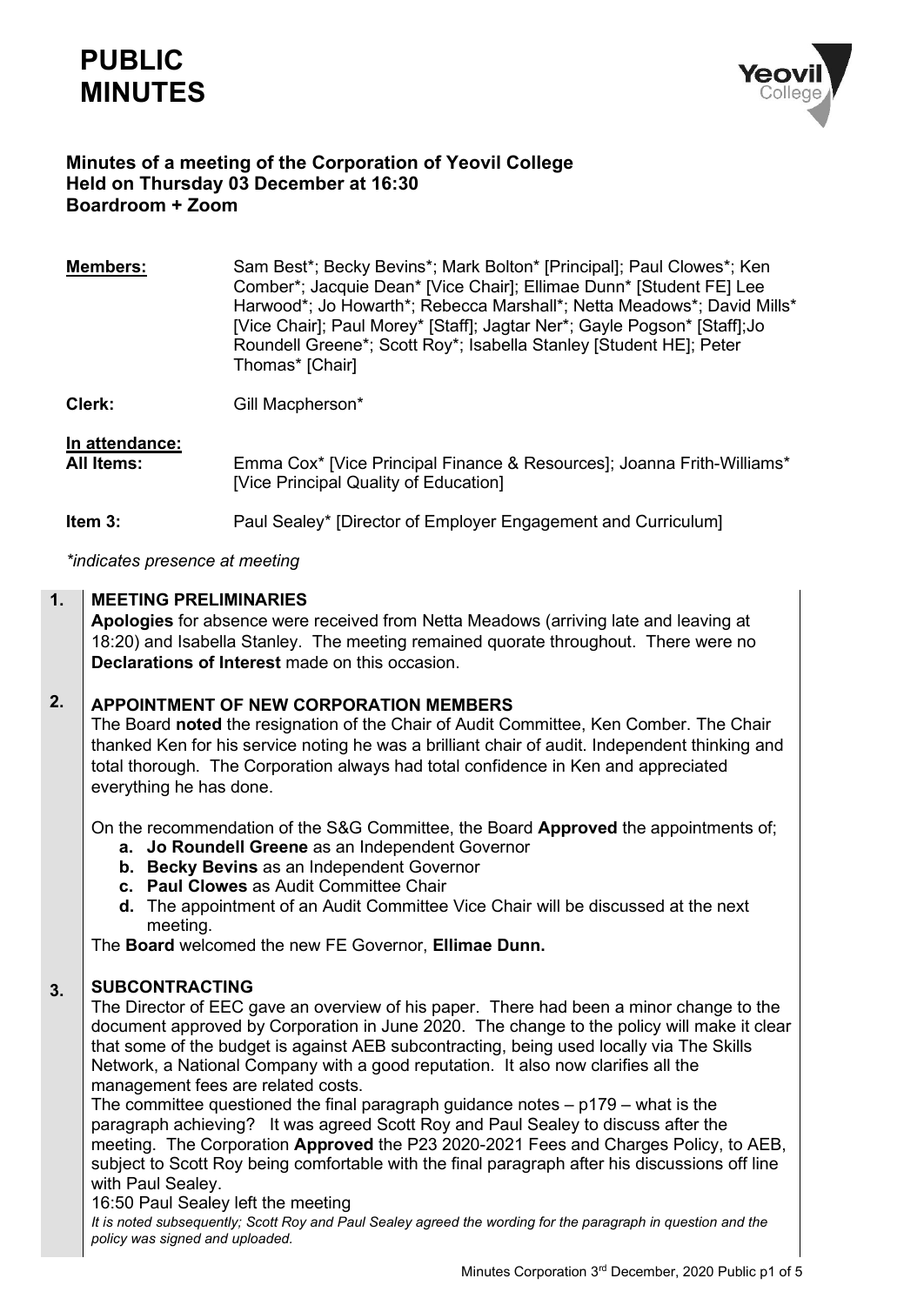# PUBLIC MINUTES

**Minutes of a meeting of the Corporation of Yeovil College**
**Held on Thursday 03 December at 16:30**
**Boardroom + Zoom**

| | |
|---|---|
| **Members:** | Sam Best*; Becky Bevins*; Mark Bolton* [Principal]; Paul Clowes*; Ken Comber*; Jacquie Dean* [Vice Chair]; Ellimae Dunn* [Student FE] Lee Harwood*; Jo Howarth*; Rebecca Marshall*; Netta Meadows*; David Mills* [Vice Chair]; Paul Morey* [Staff]; Jagtar Ner*; Gayle Pogson* [Staff];Jo Roundell Greene*; Scott Roy*; Isabella Stanley [Student HE]; Peter Thomas* [Chair] |
| **Clerk:** | Gill Macpherson* |
| **In attendance:** | |
| **All Items:** | Emma Cox* [Vice Principal Finance & Resources]; Joanna Frith-Williams* [Vice Principal Quality of Education] |
| **Item 3:** | Paul Sealey* [Director of Employer Engagement and Curriculum] |

*\*indicates presence at meeting*

## 1. MEETING PRELIMINARIES

**Apologies** for absence were received from Netta Meadows (arriving late and leaving at 18:20) and Isabella Stanley. The meeting remained quorate throughout. There were no **Declarations of Interest** made on this occasion.

## 2. APPOINTMENT OF NEW CORPORATION MEMBERS

The Board **noted** the resignation of the Chair of Audit Committee, Ken Comber. The Chair thanked Ken for his service noting he was a brilliant chair of audit. Independent thinking and total thorough. The Corporation always had total confidence in Ken and appreciated everything he has done.

On the recommendation of the S&G Committee, the Board **Approved** the appointments of;

- **a. Jo Roundell Greene** as an Independent Governor
- **b. Becky Bevins** as an Independent Governor
- **c. Paul Clowes** as Audit Committee Chair
- **d.** The appointment of an Audit Committee Vice Chair will be discussed at the next meeting.

The **Board** welcomed the new FE Governor, **Ellimae Dunn.**

## 3. SUBCONTRACTING

The Director of EEC gave an overview of his paper. There had been a minor change to the document approved by Corporation in June 2020. The change to the policy will make it clear that some of the budget is against AEB subcontracting, being used locally via The Skills Network, a National Company with a good reputation. It also now clarifies all the management fees are related costs.

The committee questioned the final paragraph guidance notes – p179 – what is the paragraph achieving? It was agreed Scott Roy and Paul Sealey to discuss after the meeting. The Corporation **Approved** the P23 2020-2021 Fees and Charges Policy, to AEB, subject to Scott Roy being comfortable with the final paragraph after his discussions off line with Paul Sealey.

16:50 Paul Sealey left the meeting

*It is noted subsequently; Scott Roy and Paul Sealey agreed the wording for the paragraph in question and the policy was signed and uploaded.*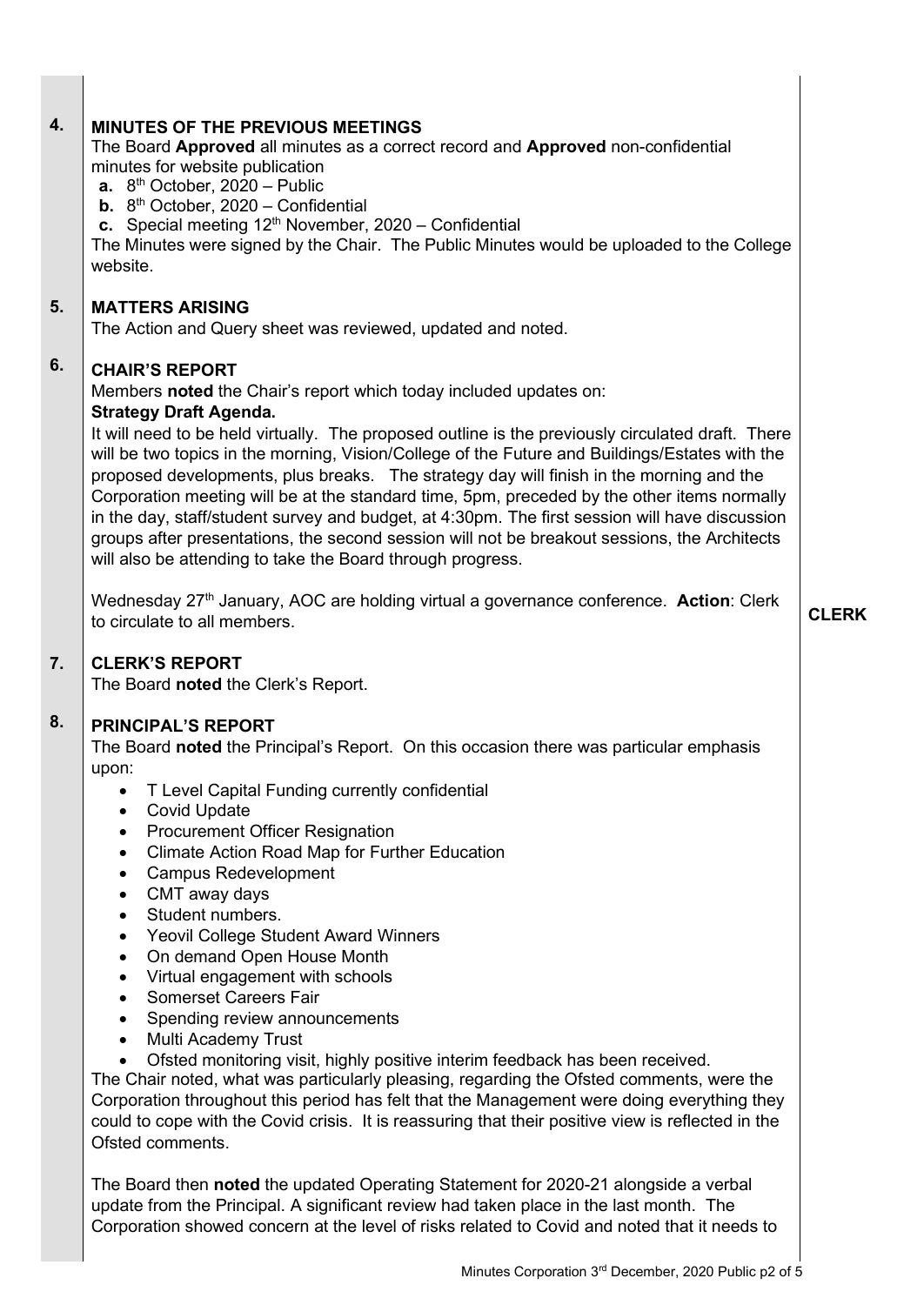**4. MINUTES OF THE PREVIOUS MEETINGS**

The Board **Approved** all minutes as a correct record and **Approved** non-confidential minutes for website publication

- **a.** 8th October, 2020 – Public
- **b.** 8th October, 2020 – Confidential
- **c.** Special meeting 12th November, 2020 – Confidential

The Minutes were signed by the Chair. The Public Minutes would be uploaded to the College website.

**5. MATTERS ARISING**

The Action and Query sheet was reviewed, updated and noted.

**6. CHAIR'S REPORT**

Members **noted** the Chair's report which today included updates on:

**Strategy Draft Agenda.**

It will need to be held virtually. The proposed outline is the previously circulated draft. There will be two topics in the morning, Vision/College of the Future and Buildings/Estates with the proposed developments, plus breaks. The strategy day will finish in the morning and the Corporation meeting will be at the standard time, 5pm, preceded by the other items normally in the day, staff/student survey and budget, at 4:30pm. The first session will have discussion groups after presentations, the second session will not be breakout sessions, the Architects will also be attending to take the Board through progress.

Wednesday 27th January, AOC are holding virtual a governance conference. **Action**: Clerk to circulate to all members. **CLERK**

**7. CLERK'S REPORT**

The Board **noted** the Clerk's Report.

**8. PRINCIPAL'S REPORT**

The Board **noted** the Principal's Report. On this occasion there was particular emphasis upon:

- T Level Capital Funding currently confidential
- Covid Update
- Procurement Officer Resignation
- Climate Action Road Map for Further Education
- Campus Redevelopment
- CMT away days
- Student numbers.
- Yeovil College Student Award Winners
- On demand Open House Month
- Virtual engagement with schools
- Somerset Careers Fair
- Spending review announcements
- Multi Academy Trust
- Ofsted monitoring visit, highly positive interim feedback has been received.

The Chair noted, what was particularly pleasing, regarding the Ofsted comments, were the Corporation throughout this period has felt that the Management were doing everything they could to cope with the Covid crisis. It is reassuring that their positive view is reflected in the Ofsted comments.

The Board then **noted** the updated Operating Statement for 2020-21 alongside a verbal update from the Principal. A significant review had taken place in the last month. The Corporation showed concern at the level of risks related to Covid and noted that it needs to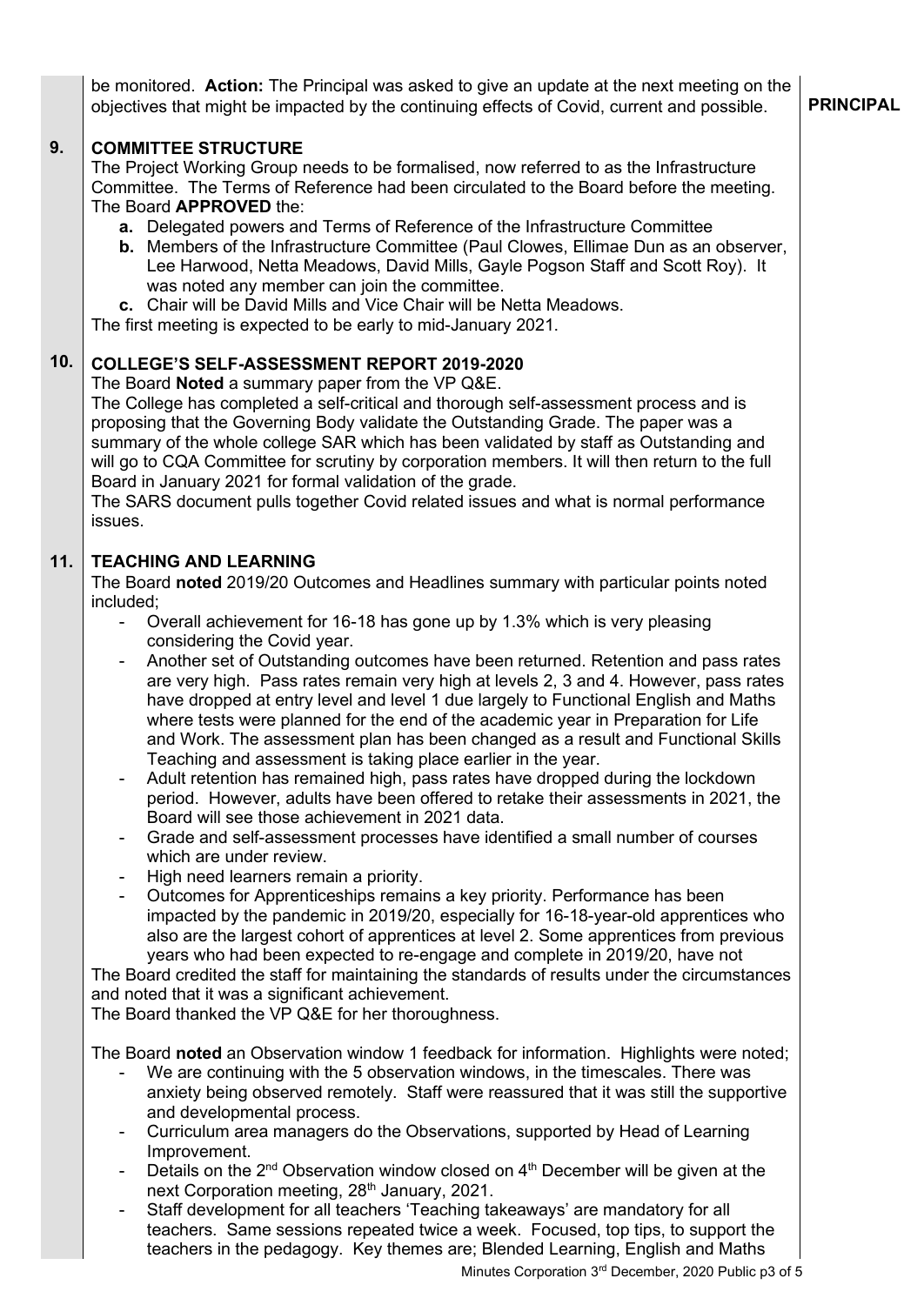be monitored. **Action:** The Principal was asked to give an update at the next meeting on the objectives that might be impacted by the continuing effects of Covid, current and possible. **PRINCIPAL**

## 9. COMMITTEE STRUCTURE

The Project Working Group needs to be formalised, now referred to as the Infrastructure Committee. The Terms of Reference had been circulated to the Board before the meeting. The Board **APPROVED** the:

- **a.** Delegated powers and Terms of Reference of the Infrastructure Committee
- **b.** Members of the Infrastructure Committee (Paul Clowes, Ellimae Dun as an observer, Lee Harwood, Netta Meadows, David Mills, Gayle Pogson Staff and Scott Roy). It was noted any member can join the committee.
- **c.** Chair will be David Mills and Vice Chair will be Netta Meadows.

The first meeting is expected to be early to mid-January 2021.

## 10. COLLEGE'S SELF-ASSESSMENT REPORT 2019-2020

The Board **Noted** a summary paper from the VP Q&E.

The College has completed a self-critical and thorough self-assessment process and is proposing that the Governing Body validate the Outstanding Grade. The paper was a summary of the whole college SAR which has been validated by staff as Outstanding and will go to CQA Committee for scrutiny by corporation members. It will then return to the full Board in January 2021 for formal validation of the grade.

The SARS document pulls together Covid related issues and what is normal performance issues.

## 11. TEACHING AND LEARNING

The Board **noted** 2019/20 Outcomes and Headlines summary with particular points noted included;

- Overall achievement for 16-18 has gone up by 1.3% which is very pleasing considering the Covid year.
- Another set of Outstanding outcomes have been returned. Retention and pass rates are very high. Pass rates remain very high at levels 2, 3 and 4. However, pass rates have dropped at entry level and level 1 due largely to Functional English and Maths where tests were planned for the end of the academic year in Preparation for Life and Work. The assessment plan has been changed as a result and Functional Skills Teaching and assessment is taking place earlier in the year.
- Adult retention has remained high, pass rates have dropped during the lockdown period. However, adults have been offered to retake their assessments in 2021, the Board will see those achievement in 2021 data.
- Grade and self-assessment processes have identified a small number of courses which are under review.
- High need learners remain a priority.
- Outcomes for Apprenticeships remains a key priority. Performance has been impacted by the pandemic in 2019/20, especially for 16-18-year-old apprentices who also are the largest cohort of apprentices at level 2. Some apprentices from previous years who had been expected to re-engage and complete in 2019/20, have not

The Board credited the staff for maintaining the standards of results under the circumstances and noted that it was a significant achievement.

The Board thanked the VP Q&E for her thoroughness.

The Board **noted** an Observation window 1 feedback for information. Highlights were noted;

- We are continuing with the 5 observation windows, in the timescales. There was anxiety being observed remotely. Staff were reassured that it was still the supportive and developmental process.
- Curriculum area managers do the Observations, supported by Head of Learning Improvement.
- Details on the 2nd Observation window closed on 4th December will be given at the next Corporation meeting, 28th January, 2021.
- Staff development for all teachers 'Teaching takeaways' are mandatory for all teachers. Same sessions repeated twice a week. Focused, top tips, to support the teachers in the pedagogy. Key themes are; Blended Learning, English and Maths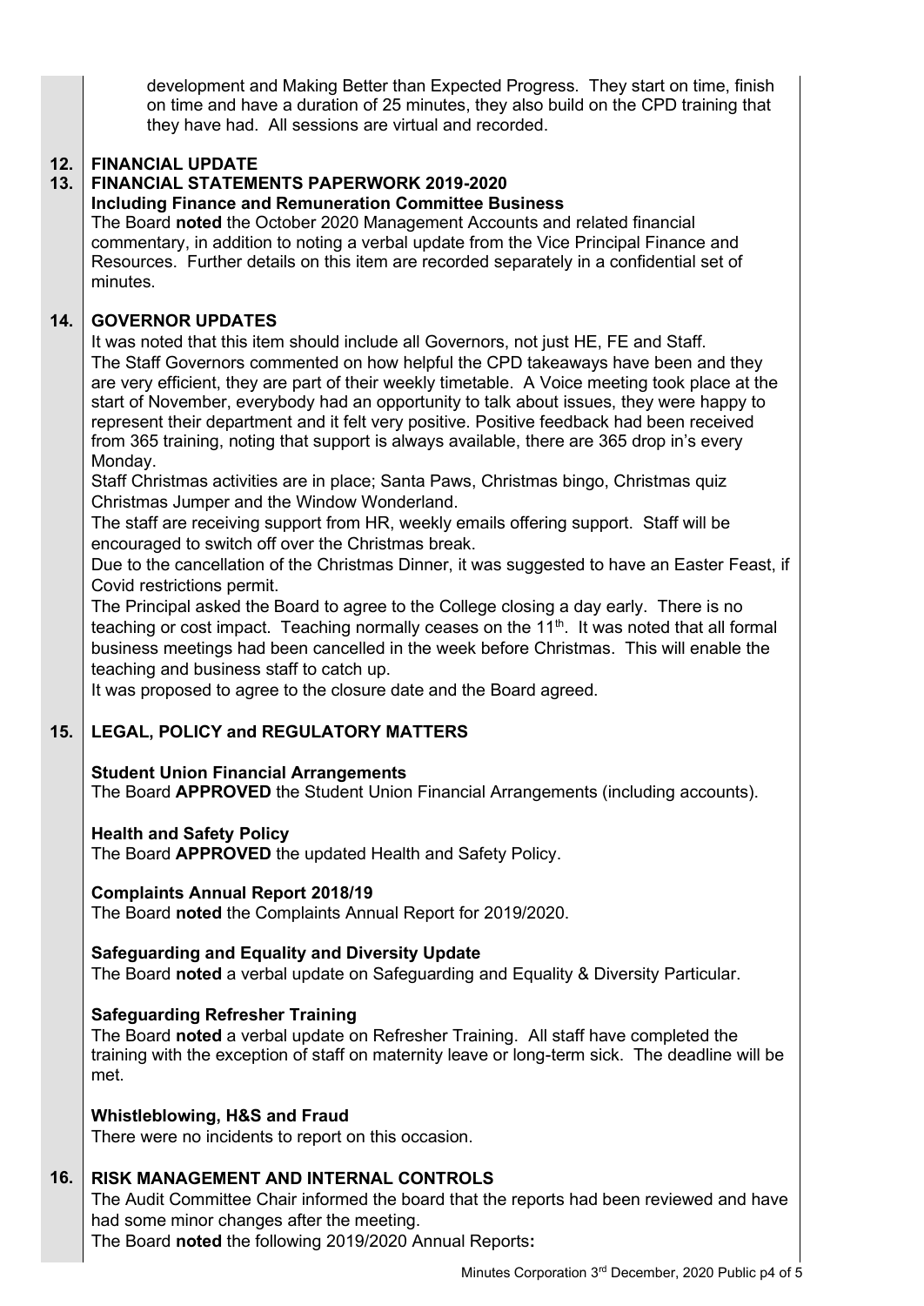development and Making Better than Expected Progress. They start on time, finish on time and have a duration of 25 minutes, they also build on the CPD training that they have had. All sessions are virtual and recorded.

## 12. FINANCIAL UPDATE

## 13. FINANCIAL STATEMENTS PAPERWORK 2019-2020

**Including Finance and Remuneration Committee Business**

The Board **noted** the October 2020 Management Accounts and related financial commentary, in addition to noting a verbal update from the Vice Principal Finance and Resources. Further details on this item are recorded separately in a confidential set of minutes.

## 14. GOVERNOR UPDATES

It was noted that this item should include all Governors, not just HE, FE and Staff.

The Staff Governors commented on how helpful the CPD takeaways have been and they are very efficient, they are part of their weekly timetable. A Voice meeting took place at the start of November, everybody had an opportunity to talk about issues, they were happy to represent their department and it felt very positive. Positive feedback had been received from 365 training, noting that support is always available, there are 365 drop in's every Monday.

Staff Christmas activities are in place; Santa Paws, Christmas bingo, Christmas quiz Christmas Jumper and the Window Wonderland.

The staff are receiving support from HR, weekly emails offering support. Staff will be encouraged to switch off over the Christmas break.

Due to the cancellation of the Christmas Dinner, it was suggested to have an Easter Feast, if Covid restrictions permit.

The Principal asked the Board to agree to the College closing a day early. There is no teaching or cost impact. Teaching normally ceases on the 11th. It was noted that all formal business meetings had been cancelled in the week before Christmas. This will enable the teaching and business staff to catch up.

It was proposed to agree to the closure date and the Board agreed.

## 15. LEGAL, POLICY and REGULATORY MATTERS

**Student Union Financial Arrangements**

The Board **APPROVED** the Student Union Financial Arrangements (including accounts).

**Health and Safety Policy**

The Board **APPROVED** the updated Health and Safety Policy.

**Complaints Annual Report 2018/19**

The Board **noted** the Complaints Annual Report for 2019/2020.

**Safeguarding and Equality and Diversity Update**

The Board **noted** a verbal update on Safeguarding and Equality & Diversity Particular.

**Safeguarding Refresher Training**

The Board **noted** a verbal update on Refresher Training. All staff have completed the training with the exception of staff on maternity leave or long-term sick. The deadline will be met.

**Whistleblowing, H&S and Fraud**

There were no incidents to report on this occasion.

## 16. RISK MANAGEMENT AND INTERNAL CONTROLS

The Audit Committee Chair informed the board that the reports had been reviewed and have had some minor changes after the meeting.

The Board **noted** the following 2019/2020 Annual Reports**:**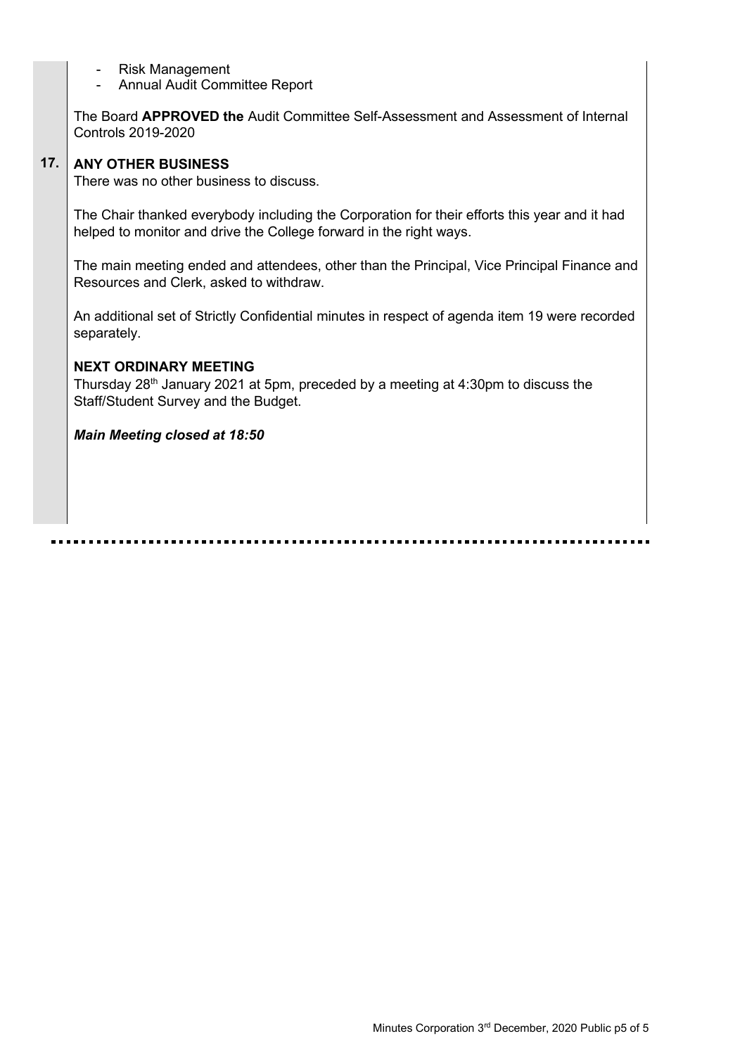- Risk Management
- Annual Audit Committee Report

The Board **APPROVED the** Audit Committee Self-Assessment and Assessment of Internal Controls 2019-2020

**17. ANY OTHER BUSINESS**

There was no other business to discuss.

The Chair thanked everybody including the Corporation for their efforts this year and it had helped to monitor and drive the College forward in the right ways.

The main meeting ended and attendees, other than the Principal, Vice Principal Finance and Resources and Clerk, asked to withdraw.

An additional set of Strictly Confidential minutes in respect of agenda item 19 were recorded separately.

**NEXT ORDINARY MEETING**

Thursday 28th January 2021 at 5pm, preceded by a meeting at 4:30pm to discuss the Staff/Student Survey and the Budget.

***Main Meeting closed at 18:50***